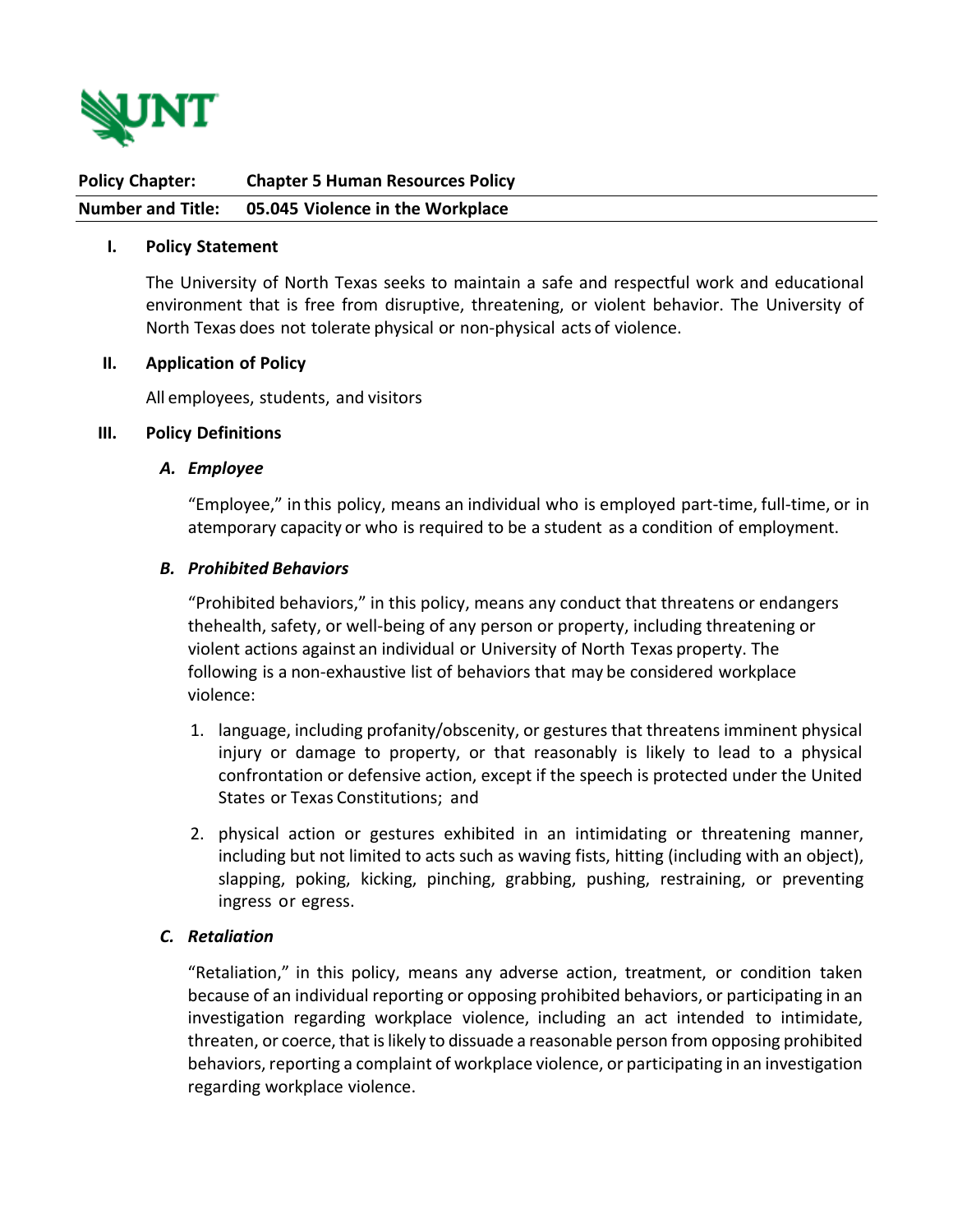| **Policy Chapter:** | **Chapter 5 Human Resources Policy** |
|---|---|
| **Number and Title:** | **05.045 Violence in the Workplace** |

## I. Policy Statement

The University of North Texas seeks to maintain a safe and respectful work and educational environment that is free from disruptive, threatening, or violent behavior. The University of North Texas does not tolerate physical or non-physical acts of violence.

## II. Application of Policy

All employees, students, and visitors

## III. Policy Definitions

### *A. Employee*

"Employee," in this policy, means an individual who is employed part-time, full-time, or in atemporary capacity or who is required to be a student as a condition of employment.

### *B. Prohibited Behaviors*

"Prohibited behaviors," in this policy, means any conduct that threatens or endangers thehealth, safety, or well-being of any person or property, including threatening or violent actions against an individual or University of North Texas property. The following is a non-exhaustive list of behaviors that may be considered workplace violence:

1. language, including profanity/obscenity, or gestures that threatens imminent physical injury or damage to property, or that reasonably is likely to lead to a physical confrontation or defensive action, except if the speech is protected under the United States or Texas Constitutions; and

2. physical action or gestures exhibited in an intimidating or threatening manner, including but not limited to acts such as waving fists, hitting (including with an object), slapping, poking, kicking, pinching, grabbing, pushing, restraining, or preventing ingress or egress.

### *C. Retaliation*

"Retaliation," in this policy, means any adverse action, treatment, or condition taken because of an individual reporting or opposing prohibited behaviors, or participating in an investigation regarding workplace violence, including an act intended to intimidate, threaten, or coerce, that is likely to dissuade a reasonable person from opposing prohibited behaviors, reporting a complaint of workplace violence, or participating in an investigation regarding workplace violence.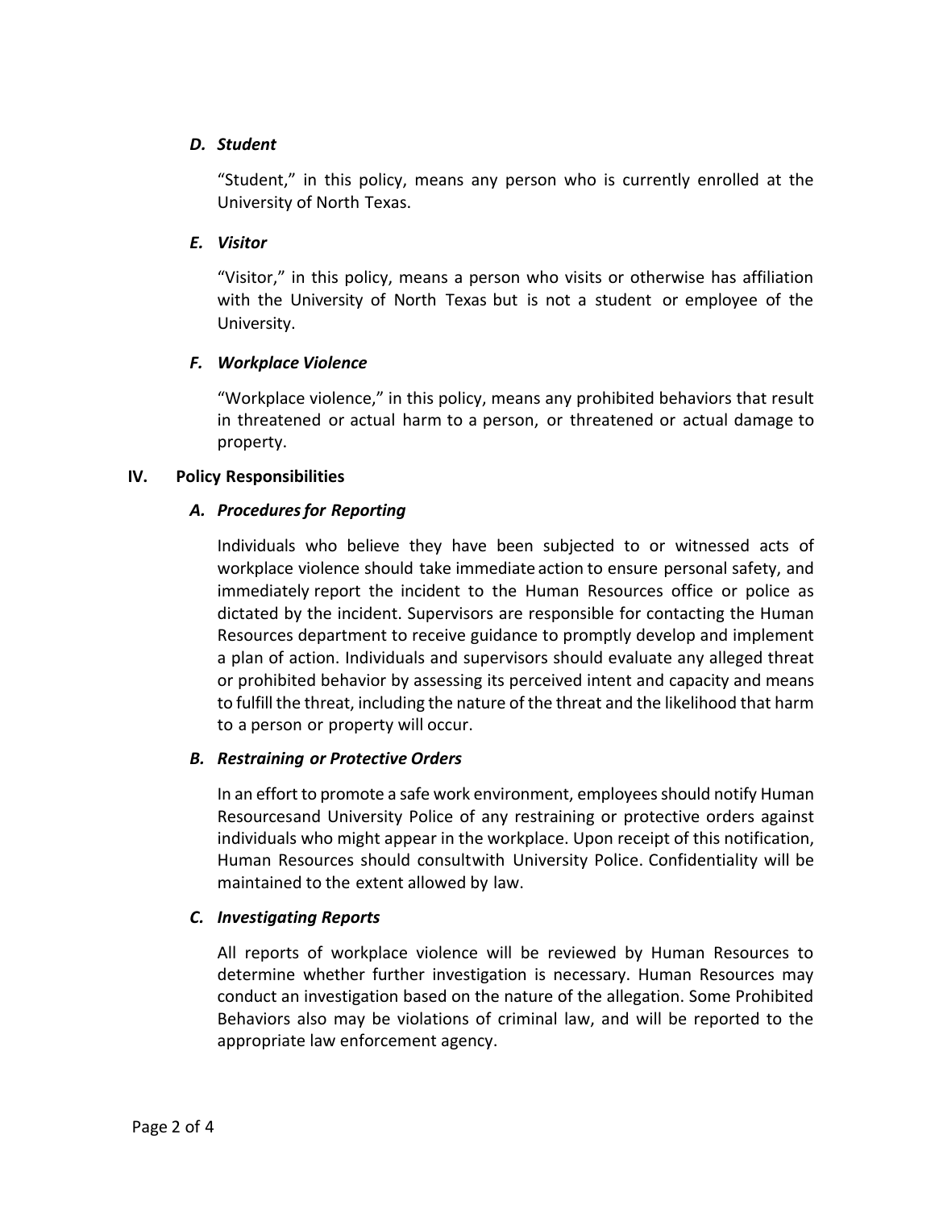### *D. Student*

"Student," in this policy, means any person who is currently enrolled at the University of North Texas.

### *E. Visitor*

"Visitor," in this policy, means a person who visits or otherwise has affiliation with the University of North Texas but is not a student or employee of the University.

### *F. Workplace Violence*

"Workplace violence," in this policy, means any prohibited behaviors that result in threatened or actual harm to a person, or threatened or actual damage to property.

## IV. Policy Responsibilities

### *A. Procedures for Reporting*

Individuals who believe they have been subjected to or witnessed acts of workplace violence should take immediate action to ensure personal safety, and immediately report the incident to the Human Resources office or police as dictated by the incident. Supervisors are responsible for contacting the Human Resources department to receive guidance to promptly develop and implement a plan of action. Individuals and supervisors should evaluate any alleged threat or prohibited behavior by assessing its perceived intent and capacity and means to fulfill the threat, including the nature of the threat and the likelihood that harm to a person or property will occur.

### *B. Restraining or Protective Orders*

In an effort to promote a safe work environment, employees should notify Human Resourcesand University Police of any restraining or protective orders against individuals who might appear in the workplace. Upon receipt of this notification, Human Resources should consultwith University Police. Confidentiality will be maintained to the extent allowed by law.

### *C. Investigating Reports*

All reports of workplace violence will be reviewed by Human Resources to determine whether further investigation is necessary. Human Resources may conduct an investigation based on the nature of the allegation. Some Prohibited Behaviors also may be violations of criminal law, and will be reported to the appropriate law enforcement agency.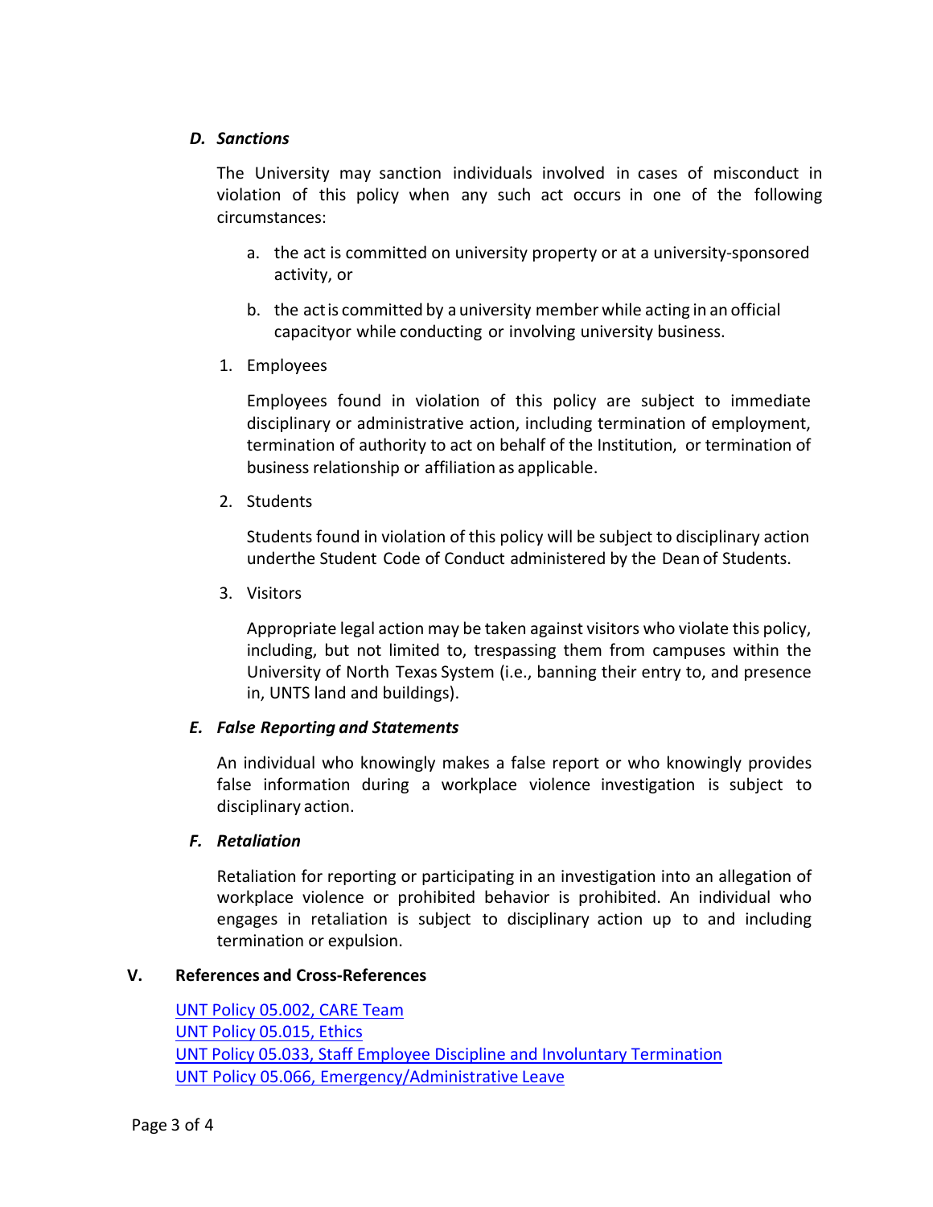### *D. Sanctions*

The University may sanction individuals involved in cases of misconduct in violation of this policy when any such act occurs in one of the following circumstances:

a. the act is committed on university property or at a university-sponsored activity, or

b. the act is committed by a university member while acting in an official capacityor while conducting or involving university business.

1. Employees

   Employees found in violation of this policy are subject to immediate disciplinary or administrative action, including termination of employment, termination of authority to act on behalf of the Institution, or termination of business relationship or affiliation as applicable.

2. Students

   Students found in violation of this policy will be subject to disciplinary action underthe Student Code of Conduct administered by the Dean of Students.

3. Visitors

   Appropriate legal action may be taken against visitors who violate this policy, including, but not limited to, trespassing them from campuses within the University of North Texas System (i.e., banning their entry to, and presence in, UNTS land and buildings).

### *E. False Reporting and Statements*

An individual who knowingly makes a false report or who knowingly provides false information during a workplace violence investigation is subject to disciplinary action.

### *F. Retaliation*

Retaliation for reporting or participating in an investigation into an allegation of workplace violence or prohibited behavior is prohibited. An individual who engages in retaliation is subject to disciplinary action up to and including termination or expulsion.

## V. References and Cross-References

UNT Policy 05.002, CARE Team
UNT Policy 05.015, Ethics
UNT Policy 05.033, Staff Employee Discipline and Involuntary Termination
UNT Policy 05.066, Emergency/Administrative Leave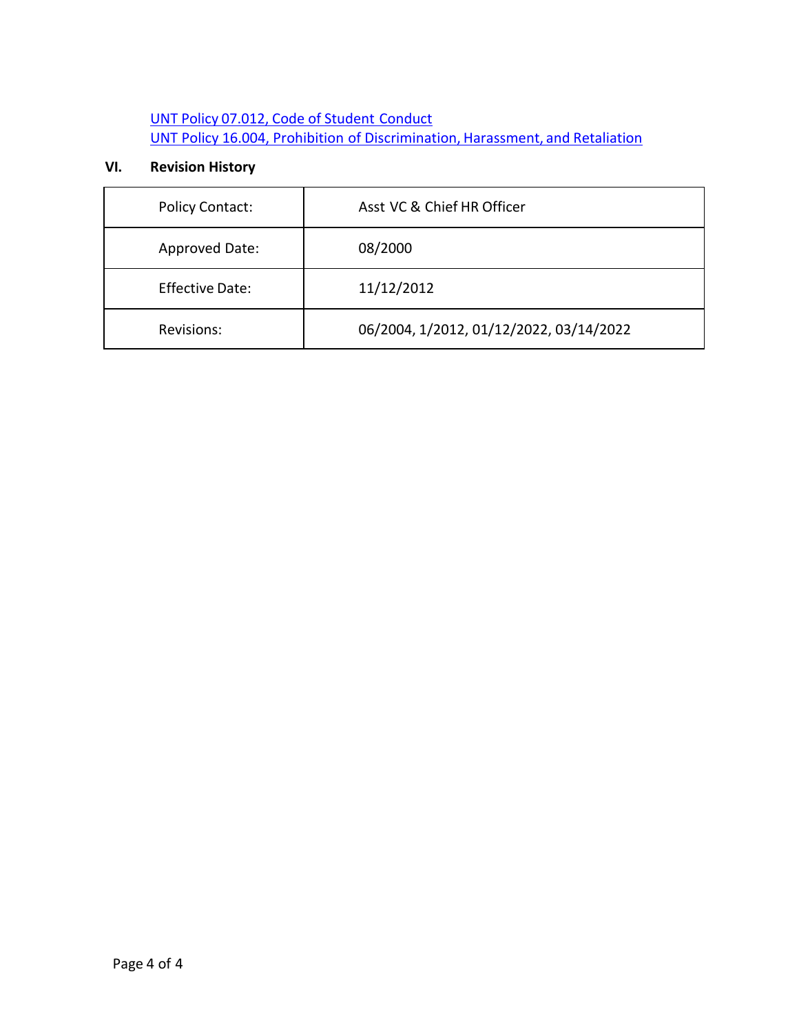[UNT Policy 07.012, Code of Student Conduct](#)
[UNT Policy 16.004, Prohibition of Discrimination, Harassment, and Retaliation](#)

## VI. Revision History

| | |
|---|---|
| Policy Contact: | Asst VC & Chief HR Officer |
| Approved Date: | 08/2000 |
| Effective Date: | 11/12/2012 |
| Revisions: | 06/2004, 1/2012, 01/12/2022, 03/14/2022 |